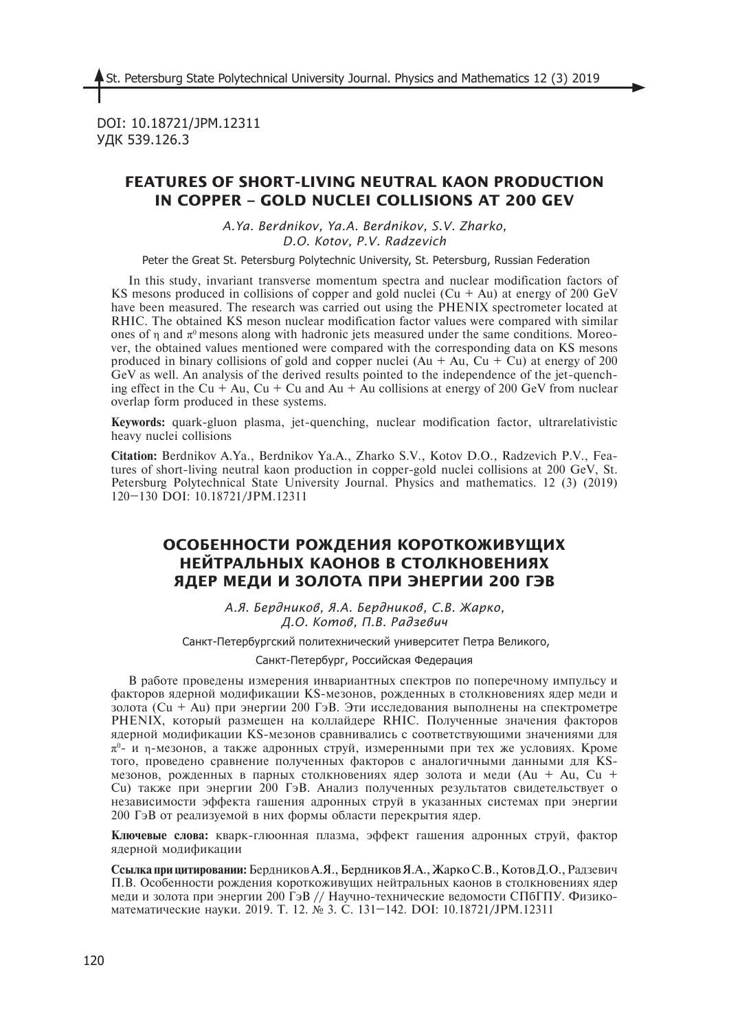DOI: 10.18721/JPM.12311
УДК 539.126.3

# FEATURES OF SHORT-LIVING NEUTRAL KAON PRODUCTION IN COPPER – GOLD NUCLEI COLLISIONS AT 200 GEV

*A.Ya. Berdnikov, Ya.A. Berdnikov, S.V. Zharko, D.O. Kotov, P.V. Radzevich*

Peter the Great St. Petersburg Polytechnic University, St. Petersburg, Russian Federation

In this study, invariant transverse momentum spectra and nuclear modification factors of KS mesons produced in collisions of copper and gold nuclei (Cu + Au) at energy of 200 GeV have been measured. The research was carried out using the PHENIX spectrometer located at RHIC. The obtained KS meson nuclear modification factor values were compared with similar ones of η and $\pi^0$ mesons along with hadronic jets measured under the same conditions. Moreover, the obtained values mentioned were compared with the corresponding data on KS mesons produced in binary collisions of gold and copper nuclei (Au + Au, Cu + Cu) at energy of 200 GeV as well. An analysis of the derived results pointed to the independence of the jet-quenching effect in the Cu + Au, Cu + Cu and Au + Au collisions at energy of 200 GeV from nuclear overlap form produced in these systems.

**Keywords:** quark-gluon plasma, jet-quenching, nuclear modification factor, ultrarelativistic heavy nuclei collisions

**Citation:** Berdnikov A.Ya., Berdnikov Ya.A., Zharko S.V., Kotov D.O., Radzevich P.V., Features of short-living neutral kaon production in copper-gold nuclei collisions at 200 GeV, St. Petersburg Polytechnical State University Journal. Physics and mathematics. 12 (3) (2019) 120–130 DOI: 10.18721/JPM.12311

# ОСОБЕННОСТИ РОЖДЕНИЯ КОРОТКОЖИВУЩИХ НЕЙТРАЛЬНЫХ КАОНОВ В СТОЛКНОВЕНИЯХ ЯДЕР МЕДИ И ЗОЛОТА ПРИ ЭНЕРГИИ 200 ГЭВ

*А.Я. Бердников, Я.А. Бердников, С.В. Жарко, Д.О. Котов, П.В. Радзевич*

Санкт-Петербургский политехнический университет Петра Великого,

Санкт-Петербург, Российская Федерация

В работе проведены измерения инвариантных спектров по поперечному импульсу и факторов ядерной модификации KS-мезонов, рожденных в столкновениях ядер меди и золота (Cu + Au) при энергии 200 ГэВ. Эти исследования выполнены на спектрометре PHENIX, который размещен на коллайдере RHIC. Полученные значения факторов ядерной модификации KS-мезонов сравнивались с соответствующими значениями для $\pi^0$- и η-мезонов, а также адронных струй, измеренными при тех же условиях. Кроме того, проведено сравнение полученных факторов с аналогичными данными для KS-мезонов, рожденных в парных столкновениях ядер золота и меди (Au + Au, Cu + Cu) также при энергии 200 ГэВ. Анализ полученных результатов свидетельствует о независимости эффекта гашения адронных струй в указанных системах при энергии 200 ГэВ от реализуемой в них формы области перекрытия ядер.

**Ключевые слова:** кварк-глюонная плазма, эффект гашения адронных струй, фактор ядерной модификации

**Ссылка при цитировании:** Бердников А.Я., Бердников Я.А., Жарко С.В., Котов Д.О., Радзевич П.В. Особенности рождения короткоживущих нейтральных каонов в столкновениях ядер меди и золота при энергии 200 ГэВ // Научно-технические ведомости СПбГПУ. Физико-математические науки. 2019. Т. 12. № 3. С. 131–142. DOI: 10.18721/JPM.12311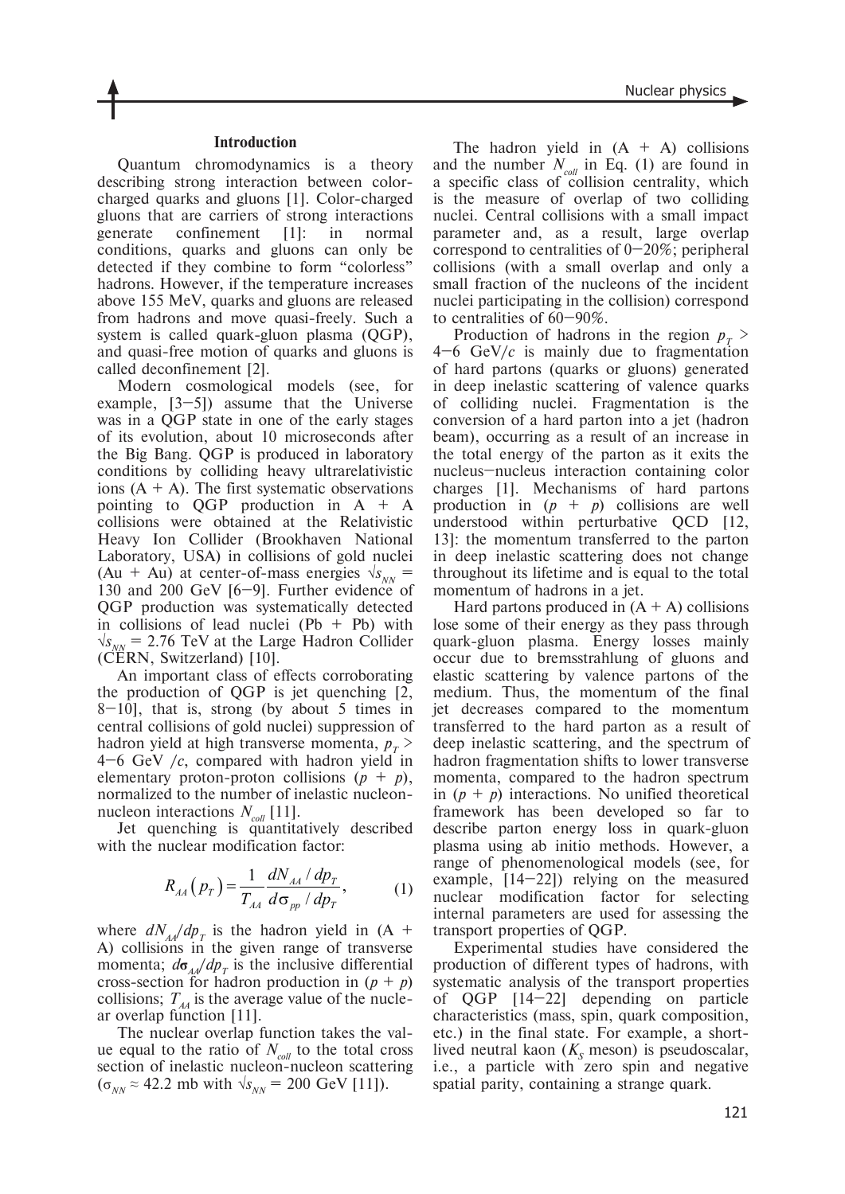## Introduction

Quantum chromodynamics is a theory describing strong interaction between color-charged quarks and gluons [1]. Color-charged gluons that are carriers of strong interactions generate confinement [1]: in normal conditions, quarks and gluons can only be detected if they combine to form "colorless" hadrons. However, if the temperature increases above 155 MeV, quarks and gluons are released from hadrons and move quasi-freely. Such a system is called quark-gluon plasma (QGP), and quasi-free motion of quarks and gluons is called deconfinement [2].

Modern cosmological models (see, for example, [3–5]) assume that the Universe was in a QGP state in one of the early stages of its evolution, about 10 microseconds after the Big Bang. QGP is produced in laboratory conditions by colliding heavy ultrarelativistic ions (A + A). The first systematic observations pointing to QGP production in A + A collisions were obtained at the Relativistic Heavy Ion Collider (Brookhaven National Laboratory, USA) in collisions of gold nuclei (Au + Au) at center-of-mass energies $\sqrt{s_{NN}}$ = 130 and 200 GeV [6–9]. Further evidence of QGP production was systematically detected in collisions of lead nuclei (Pb + Pb) with $\sqrt{s_{NN}}$ = 2.76 TeV at the Large Hadron Collider (CERN, Switzerland) [10].

An important class of effects corroborating the production of QGP is jet quenching [2, 8–10], that is, strong (by about 5 times in central collisions of gold nuclei) suppression of hadron yield at high transverse momenta, $p_T >$ 4–6 GeV /*c*, compared with hadron yield in elementary proton-proton collisions (*p* + *p*), normalized to the number of inelastic nucleon-nucleon interactions $N_{coll}$ [11].

Jet quenching is quantitatively described with the nuclear modification factor:

$$R_{AA}\left(p_T\right) = \frac{1}{T_{AA}} \frac{dN_{AA}/dp_T}{d\sigma_{pp}/dp_T}, \tag{1}$$

where $dN_{AA}/dp_T$ is the hadron yield in (A + A) collisions in the given range of transverse momenta; $d\sigma_{AA}/dp_T$ is the inclusive differential cross-section for hadron production in (*p* + *p*) collisions; $T_{AA}$ is the average value of the nuclear overlap function [11].

The nuclear overlap function takes the value equal to the ratio of $N_{coll}$ to the total cross section of inelastic nucleon-nucleon scattering ($\sigma_{NN} \approx$ 42.2 mb with $\sqrt{s_{NN}}$ = 200 GeV [11]).

The hadron yield in (A + A) collisions and the number $N_{coll}$ in Eq. (1) are found in a specific class of collision centrality, which is the measure of overlap of two colliding nuclei. Central collisions with a small impact parameter and, as a result, large overlap correspond to centralities of 0–20%; peripheral collisions (with a small overlap and only a small fraction of the nucleons of the incident nuclei participating in the collision) correspond to centralities of 60–90%.

Production of hadrons in the region $p_T >$ 4–6 GeV/*c* is mainly due to fragmentation of hard partons (quarks or gluons) generated in deep inelastic scattering of valence quarks of colliding nuclei. Fragmentation is the conversion of a hard parton into a jet (hadron beam), occurring as a result of an increase in the total energy of the parton as it exits the nucleus–nucleus interaction containing color charges [1]. Mechanisms of hard partons production in (*p* + *p*) collisions are well understood within perturbative QCD [12, 13]: the momentum transferred to the parton in deep inelastic scattering does not change throughout its lifetime and is equal to the total momentum of hadrons in a jet.

Hard partons produced in (A + A) collisions lose some of their energy as they pass through quark-gluon plasma. Energy losses mainly occur due to bremsstrahlung of gluons and elastic scattering by valence partons of the medium. Thus, the momentum of the final jet decreases compared to the momentum transferred to the hard parton as a result of deep inelastic scattering, and the spectrum of hadron fragmentation shifts to lower transverse momenta, compared to the hadron spectrum in (*p* + *p*) interactions. No unified theoretical framework has been developed so far to describe parton energy loss in quark-gluon plasma using ab initio methods. However, a range of phenomenological models (see, for example, [14–22]) relying on the measured nuclear modification factor for selecting internal parameters are used for assessing the transport properties of QGP.

Experimental studies have considered the production of different types of hadrons, with systematic analysis of the transport properties of QGP [14–22] depending on particle characteristics (mass, spin, quark composition, etc.) in the final state. For example, a short-lived neutral kaon ($K_S$ meson) is pseudoscalar, i.e., a particle with zero spin and negative spatial parity, containing a strange quark.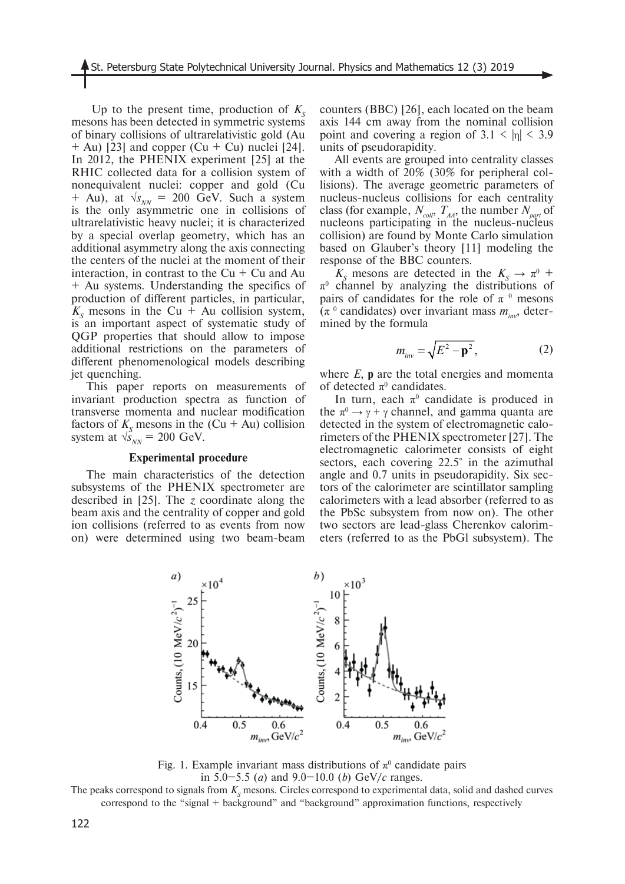Up to the present time, production of $K_S$ mesons has been detected in symmetric systems of binary collisions of ultrarelativistic gold (Au + Au) [23] and copper (Cu + Cu) nuclei [24]. In 2012, the PHENIX experiment [25] at the RHIC collected data for a collision system of nonequivalent nuclei: copper and gold (Cu + Au), at $\sqrt{s_{NN}}$ = 200 GeV. Such a system is the only asymmetric one in collisions of ultrarelativistic heavy nuclei; it is characterized by a special overlap geometry, which has an additional asymmetry along the axis connecting the centers of the nuclei at the moment of their interaction, in contrast to the Cu + Cu and Au + Au systems. Understanding the specifics of production of different particles, in particular, $K_S$ mesons in the Cu + Au collision system, is an important aspect of systematic study of QGP properties that should allow to impose additional restrictions on the parameters of different phenomenological models describing jet quenching.

This paper reports on measurements of invariant production spectra as function of transverse momenta and nuclear modification factors of $K_S$ mesons in the (Cu + Au) collision system at $\sqrt{s_{NN}}$ = 200 GeV.

## Experimental procedure

The main characteristics of the detection subsystems of the PHENIX spectrometer are described in [25]. The $z$ coordinate along the beam axis and the centrality of copper and gold ion collisions (referred to as events from now on) were determined using two beam-beam counters (BBC) [26], each located on the beam axis 144 cm away from the nominal collision point and covering a region of $3.1 < |\eta| < 3.9$ units of pseudorapidity.

All events are grouped into centrality classes with a width of 20% (30% for peripheral collisions). The average geometric parameters of nucleus-nucleus collisions for each centrality class (for example, $N_{coll}$, $T_{AA}$, the number $N_{part}$ of nucleons participating in the nucleus-nucleus collision) are found by Monte Carlo simulation based on Glauber's theory [11] modeling the response of the BBC counters.

$K_S$ mesons are detected in the $K_S \rightarrow \pi^0 + \pi^0$ channel by analyzing the distributions of pairs of candidates for the role of $\pi^0$ mesons ($\pi^0$ candidates) over invariant mass $m_{inv}$, determined by the formula

$$m_{inv} = \sqrt{E^2 - \mathbf{p}^2}, \quad (2)$$

where $E$, $\mathbf{p}$ are the total energies and momenta of detected $\pi^0$ candidates.

In turn, each $\pi^0$ candidate is produced in the $\pi^0 \rightarrow \gamma + \gamma$ channel, and gamma quanta are detected in the system of electromagnetic calorimeters of the PHENIX spectrometer [27]. The electromagnetic calorimeter consists of eight sectors, each covering 22.5° in the azimuthal angle and 0.7 units in pseudorapidity. Six sectors of the calorimeter are scintillator sampling calorimeters with a lead absorber (referred to as the PbSc subsystem from now on). The other two sectors are lead-glass Cherenkov calorimeters (referred to as the PbGl subsystem). The

a)
×10^4
Counts, (10 MeV/c^2)^-1
25
20
15
0.4
0.5
0.6
$m_{inv}$, GeV/$c^2$

b)
×10^3
Counts, (10 MeV/c^2)^-1
10
8
6
4
2
0.4
0.5
0.6
$m_{inv}$, GeV/$c^2$

Fig. 1. Example invariant mass distributions of $\pi^0$ candidate pairs in 5.0–5.5 (*a*) and 9.0–10.0 (*b*) GeV/$c$ ranges.
The peaks correspond to signals from $K_S$ mesons. Circles correspond to experimental data, solid and dashed curves correspond to the "signal + background" and "background" approximation functions, respectively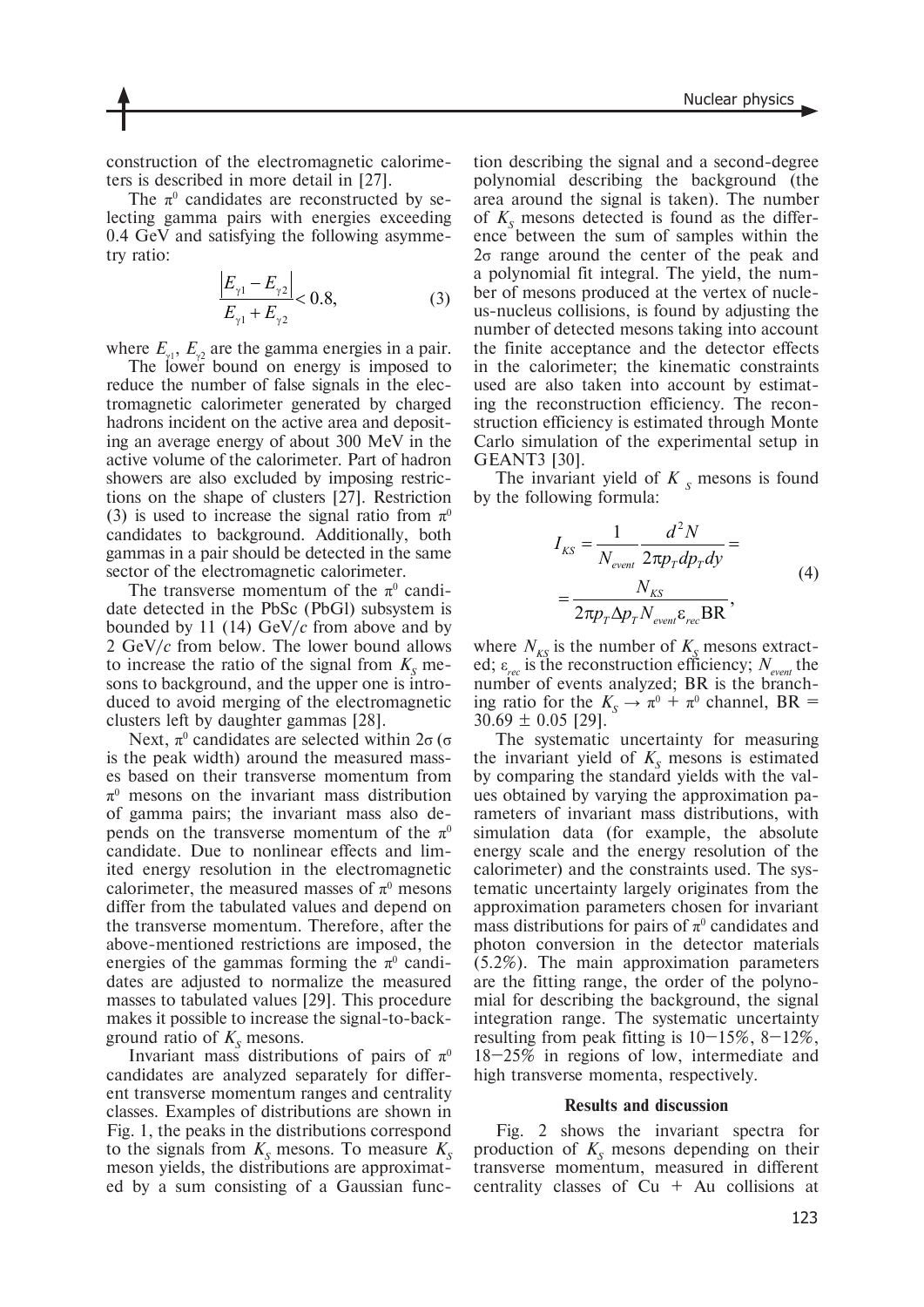construction of the electromagnetic calorimeters is described in more detail in [27].

The $\pi^0$ candidates are reconstructed by selecting gamma pairs with energies exceeding 0.4 GeV and satisfying the following asymmetry ratio:

$$\frac{|E_{\gamma 1} - E_{\gamma 2}|}{E_{\gamma 1} + E_{\gamma 2}} < 0.8, \quad (3)$$

where $E_{\gamma 1}$, $E_{\gamma 2}$ are the gamma energies in a pair.

The lower bound on energy is imposed to reduce the number of false signals in the electromagnetic calorimeter generated by charged hadrons incident on the active area and depositing an average energy of about 300 MeV in the active volume of the calorimeter. Part of hadron showers are also excluded by imposing restrictions on the shape of clusters [27]. Restriction (3) is used to increase the signal ratio from $\pi^0$ candidates to background. Additionally, both gammas in a pair should be detected in the same sector of the electromagnetic calorimeter.

The transverse momentum of the $\pi^0$ candidate detected in the PbSc (PbGl) subsystem is bounded by 11 (14) GeV/*c* from above and by 2 GeV/*c* from below. The lower bound allows to increase the ratio of the signal from $K_S$ mesons to background, and the upper one is introduced to avoid merging of the electromagnetic clusters left by daughter gammas [28].

Next, $\pi^0$ candidates are selected within $2\sigma$ ($\sigma$ is the peak width) around the measured masses based on their transverse momentum from $\pi^0$ mesons on the invariant mass distribution of gamma pairs; the invariant mass also depends on the transverse momentum of the $\pi^0$ candidate. Due to nonlinear effects and limited energy resolution in the electromagnetic calorimeter, the measured masses of $\pi^0$ mesons differ from the tabulated values and depend on the transverse momentum. Therefore, after the above-mentioned restrictions are imposed, the energies of the gammas forming the $\pi^0$ candidates are adjusted to normalize the measured masses to tabulated values [29]. This procedure makes it possible to increase the signal-to-background ratio of $K_S$ mesons.

Invariant mass distributions of pairs of $\pi^0$ candidates are analyzed separately for different transverse momentum ranges and centrality classes. Examples of distributions are shown in Fig. 1, the peaks in the distributions correspond to the signals from $K_S$ mesons. To measure $K_S$ meson yields, the distributions are approximated by a sum consisting of a Gaussian function describing the signal and a second-degree polynomial describing the background (the area around the signal is taken). The number of $K_S$ mesons detected is found as the difference between the sum of samples within the $2\sigma$ range around the center of the peak and a polynomial fit integral. The yield, the number of mesons produced at the vertex of nucleus-nucleus collisions, is found by adjusting the number of detected mesons taking into account the finite acceptance and the detector effects in the calorimeter; the kinematic constraints used are also taken into account by estimating the reconstruction efficiency. The reconstruction efficiency is estimated through Monte Carlo simulation of the experimental setup in GEANT3 [30].

The invariant yield of $K_S$ mesons is found by the following formula:

$$I_{KS} = \frac{1}{N_{event}} \frac{d^2N}{2\pi p_T dp_T dy} = \frac{N_{KS}}{2\pi p_T \Delta p_T N_{event} \varepsilon_{rec} \mathrm{BR}}, \quad (4)$$

where $N_{KS}$ is the number of $K_S$ mesons extracted; $\varepsilon_{rec}$ is the reconstruction efficiency; $N_{event}$ the number of events analyzed; BR is the branching ratio for the $K_S \to \pi^0 + \pi^0$ channel, BR = $30.69 \pm 0.05$ [29].

The systematic uncertainty for measuring the invariant yield of $K_S$ mesons is estimated by comparing the standard yields with the values obtained by varying the approximation parameters of invariant mass distributions, with simulation data (for example, the absolute energy scale and the energy resolution of the calorimeter) and the constraints used. The systematic uncertainty largely originates from the approximation parameters chosen for invariant mass distributions for pairs of $\pi^0$ candidates and photon conversion in the detector materials (5.2%). The main approximation parameters are the fitting range, the order of the polynomial for describing the background, the signal integration range. The systematic uncertainty resulting from peak fitting is 10–15%, 8–12%, 18–25% in regions of low, intermediate and high transverse momenta, respectively.

## Results and discussion

Fig. 2 shows the invariant spectra for production of $K_S$ mesons depending on their transverse momentum, measured in different centrality classes of Cu + Au collisions at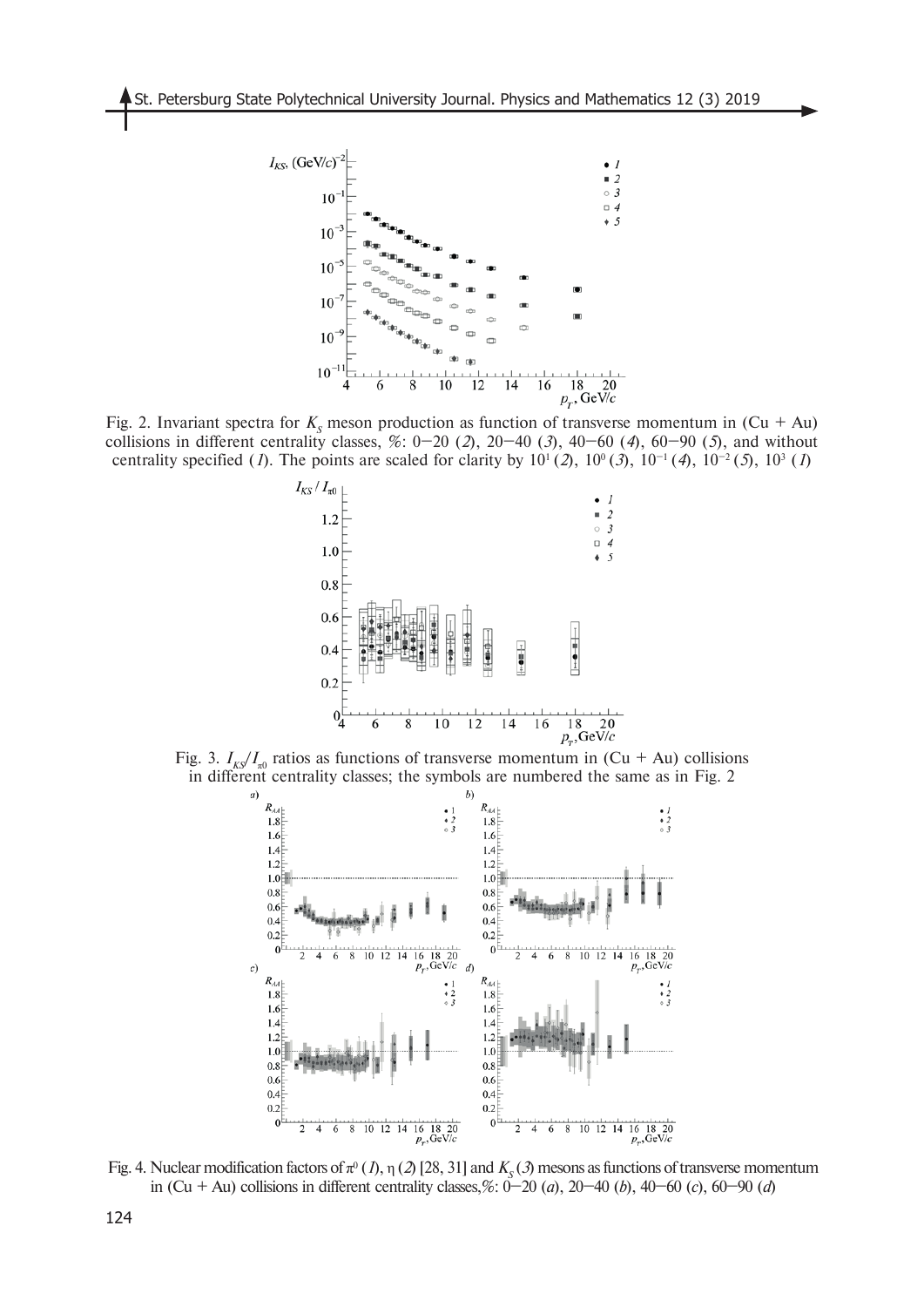$I_{KS}$, (GeV/$c$)$^{-2}$

• 1
■ 2
○ 3
□ 4
♦ 5

$10^{-1}$
$10^{-3}$
$10^{-5}$
$10^{-7}$
$10^{-9}$
$10^{-11}$

4 6 8 10 12 14 16 18 20
$p_T$, GeV/$c$

Fig. 2. Invariant spectra for $K_S$ meson production as function of transverse momentum in (Cu + Au) collisions in different centrality classes, %: 0–20 (*2*), 20–40 (*3*), 40–60 (*4*), 60–90 (*5*), and without centrality specified (*1*). The points are scaled for clarity by $10^1$ (*2*), $10^0$ (*3*), $10^{-1}$ (*4*), $10^{-2}$ (*5*), $10^3$ (*1*)

$I_{KS} / I_{\pi 0}$

• 1
■ 2
○ 3
□ 4
♦ 5

1.2
1.0
0.8
0.6
0.4
0.2
0

4 6 8 10 12 14 16 18 20
$p_T$, GeV/$c$

Fig. 3. $I_{KS}/I_{\pi 0}$ ratios as functions of transverse momentum in (Cu + Au) collisions in different centrality classes; the symbols are numbered the same as in Fig. 2

*a*)

$R_{AA}$

• 1
♦ 2
○ 3

1.8
1.6
1.4
1.2
1.0
0.8
0.6
0.4
0.2
0

2 4 6 8 10 12 14 16 18 20
$p_T$, GeV/$c$

*b*)

$R_{AA}$

• 1
♦ 2
○ 3

1.8
1.6
1.4
1.2
1.0
0.8
0.6
0.4
0.2
0

2 4 6 8 10 12 14 16 18 20
$p_T$, GeV/$c$

*c*)

$R_{AA}$

• 1
♦ 2
○ 3

1.8
1.6
1.4
1.2
1.0
0.8
0.6
0.4
0.2
0

2 4 6 8 10 12 14 16 18 20
$p_T$, GeV/$c$

*d*)

$R_{AA}$

• 1
♦ 2
○ 3

1.8
1.6
1.4
1.2
1.0
0.8
0.6
0.4
0.2
0

2 4 6 8 10 12 14 16 18 20
$p_T$, GeV/$c$

Fig. 4. Nuclear modification factors of $\pi^0$ (*1*), $\eta$ (*2*) [28, 31] and $K_S$ (*3*) mesons as functions of transverse momentum in (Cu + Au) collisions in different centrality classes,%: 0–20 (*a*), 20–40 (*b*), 40–60 (*c*), 60–90 (*d*)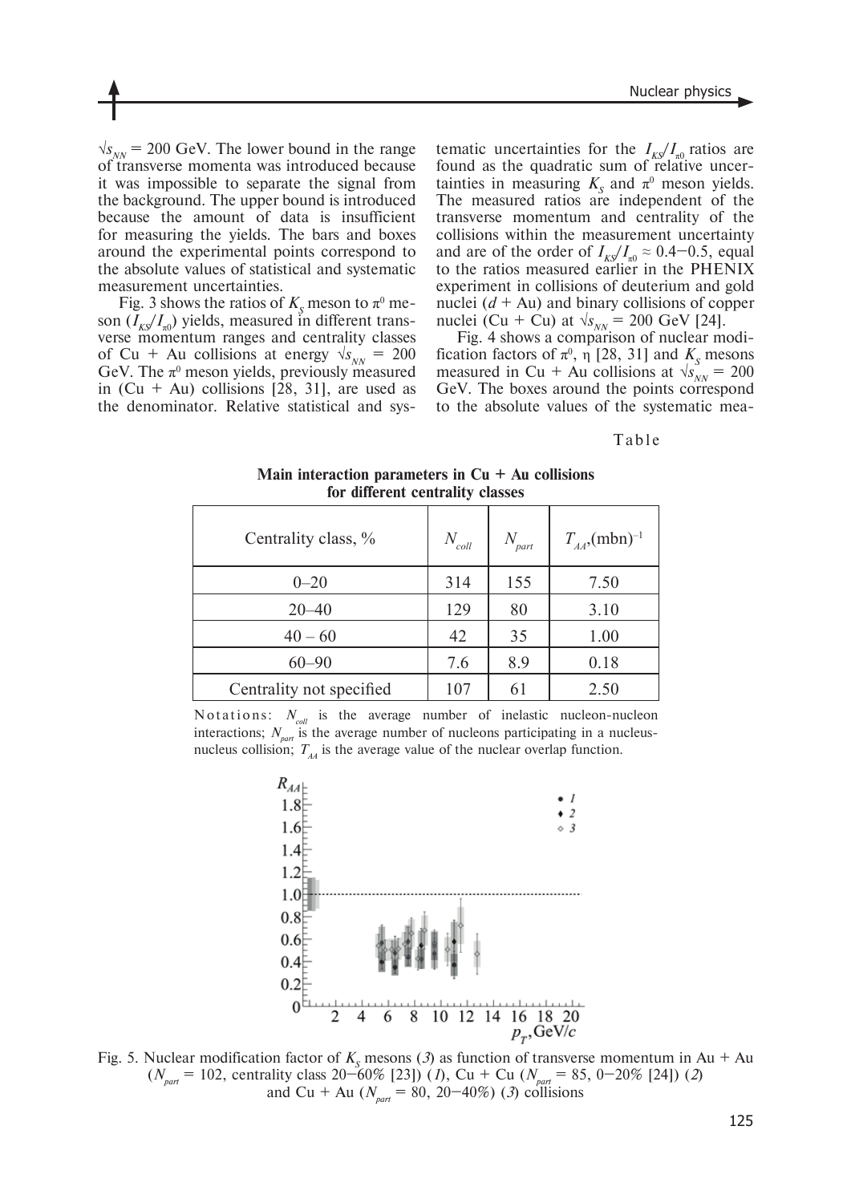$\sqrt{s_{NN}}$ = 200 GeV. The lower bound in the range of transverse momenta was introduced because it was impossible to separate the signal from the background. The upper bound is introduced because the amount of data is insufficient for measuring the yields. The bars and boxes around the experimental points correspond to the absolute values of statistical and systematic measurement uncertainties.

Fig. 3 shows the ratios of $K_S$ meson to $\pi^0$ meson ($I_{KS}/I_{\pi 0}$) yields, measured in different transverse momentum ranges and centrality classes of Cu + Au collisions at energy $\sqrt{s_{NN}}$ = 200 GeV. The $\pi^0$ meson yields, previously measured in (Cu + Au) collisions [28, 31], are used as the denominator. Relative statistical and systematic uncertainties for the $I_{KS}/I_{\pi 0}$ ratios are found as the quadratic sum of relative uncertainties in measuring $K_S$ and $\pi^0$ meson yields. The measured ratios are independent of the transverse momentum and centrality of the collisions within the measurement uncertainty and are of the order of $I_{KS}/I_{\pi 0} \approx 0.4–0.5$, equal to the ratios measured earlier in the PHENIX experiment in collisions of deuterium and gold nuclei ($d$ + Au) and binary collisions of copper nuclei (Cu + Cu) at $\sqrt{s_{NN}}$ = 200 GeV [24].

Fig. 4 shows a comparison of nuclear modification factors of $\pi^0$, η [28, 31] and $K_S$ mesons measured in Cu + Au collisions at $\sqrt{s_{NN}}$ = 200 GeV. The boxes around the points correspond to the absolute values of the systematic mea-

Table

**Main interaction parameters in Cu + Au collisions for different centrality classes**

| Centrality class, % | $N_{coll}$ | $N_{part}$ | $T_{AA}$,(mbn)$^{-1}$ |
|---|---|---|---|
| 0–20 | 314 | 155 | 7.50 |
| 20–40 | 129 | 80 | 3.10 |
| 40 – 60 | 42 | 35 | 1.00 |
| 60–90 | 7.6 | 8.9 | 0.18 |
| Centrality not specified | 107 | 61 | 2.50 |

Notations: $N_{coll}$ is the average number of inelastic nucleon-nucleon interactions; $N_{part}$ is the average number of nucleons participating in a nucleus-nucleus collision; $T_{AA}$ is the average value of the nuclear overlap function.

$R_{AA}$
1.8
1.6
1.4
1.2
1.0
0.8
0.6
0.4
0.2
0
2 4 6 8 10 12 14 16 18 20
$p_T$, GeV/$c$
1
2
3

Fig. 5. Nuclear modification factor of $K_S$ mesons (*3*) as function of transverse momentum in Au + Au ($N_{part}$ = 102, centrality class 20–60% [23]) (*1*), Cu + Cu ($N_{part}$ = 85, 0–20% [24]) (*2*) and Cu + Au ($N_{part}$ = 80, 20–40%) (*3*) collisions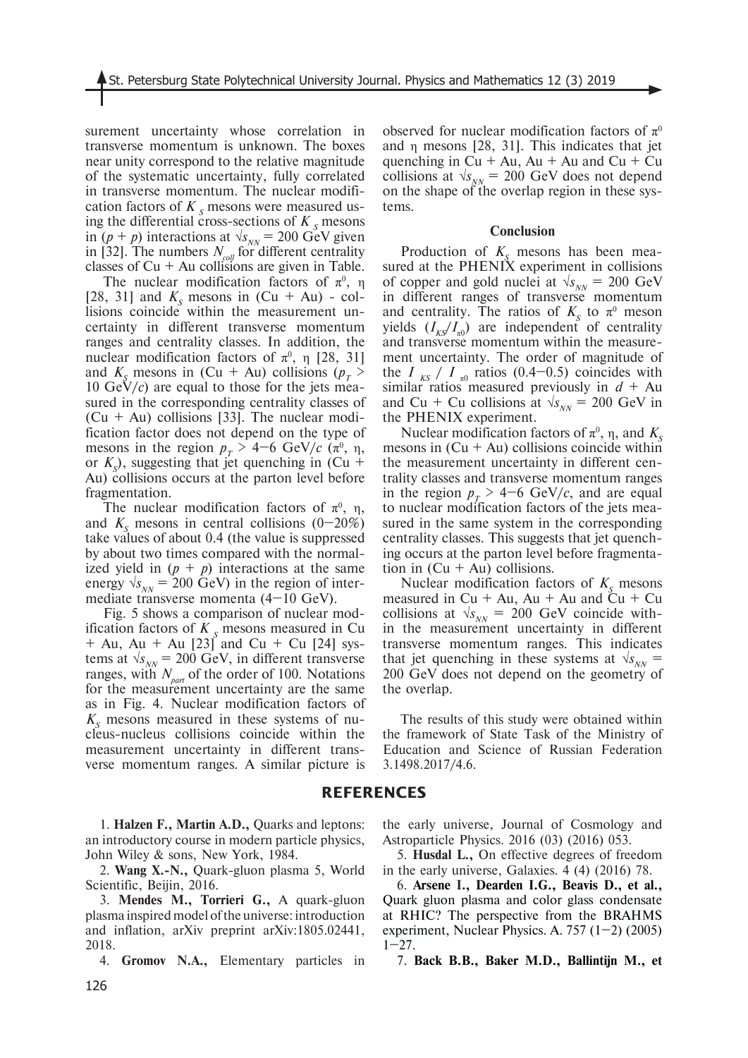surement uncertainty whose correlation in transverse momentum is unknown. The boxes near unity correspond to the relative magnitude of the systematic uncertainty, fully correlated in transverse momentum. The nuclear modification factors of $K_S$ mesons were measured using the differential cross-sections of $K_S$ mesons in $(p + p)$ interactions at $\sqrt{s_{NN}} = 200$ GeV given in [32]. The numbers $N_{coll}$ for different centrality classes of Cu + Au collisions are given in Table.

The nuclear modification factors of $\pi^0$, $\eta$ [28, 31] and $K_S$ mesons in (Cu + Au) - collisions coincide within the measurement uncertainty in different transverse momentum ranges and centrality classes. In addition, the nuclear modification factors of $\pi^0$, $\eta$ [28, 31] and $K_S$ mesons in (Cu + Au) collisions ($p_T$ > 10 GeV/$c$) are equal to those for the jets measured in the corresponding centrality classes of (Cu + Au) collisions [33]. The nuclear modification factor does not depend on the type of mesons in the region $p_T$ > 4–6 GeV/$c$ ($\pi^0$, $\eta$, or $K_S$), suggesting that jet quenching in (Cu + Au) collisions occurs at the parton level before fragmentation.

The nuclear modification factors of $\pi^0$, $\eta$, and $K_S$ mesons in central collisions (0–20%) take values of about 0.4 (the value is suppressed by about two times compared with the normalized yield in $(p + p)$ interactions at the same energy $\sqrt{s_{NN}} = 200$ GeV) in the region of intermediate transverse momenta (4–10 GeV).

Fig. 5 shows a comparison of nuclear modification factors of $K_S$ mesons measured in Cu + Au, Au + Au [23] and Cu + Cu [24] systems at $\sqrt{s_{NN}} = 200$ GeV, in different transverse ranges, with $N_{part}$ of the order of 100. Notations for the measurement uncertainty are the same as in Fig. 4. Nuclear modification factors of $K_S$ mesons measured in these systems of nucleus-nucleus collisions coincide within the measurement uncertainty in different transverse momentum ranges. A similar picture is observed for nuclear modification factors of $\pi^0$ and $\eta$ mesons [28, 31]. This indicates that jet quenching in Cu + Au, Au + Au and Cu + Cu collisions at $\sqrt{s_{NN}} = 200$ GeV does not depend on the shape of the overlap region in these systems.

## Conclusion

Production of $K_S$ mesons has been measured at the PHENIX experiment in collisions of copper and gold nuclei at $\sqrt{s_{NN}} = 200$ GeV in different ranges of transverse momentum and centrality. The ratios of $K_S$ to $\pi^0$ meson yields ($I_{KS}/I_{\pi 0}$) are independent of centrality and transverse momentum within the measurement uncertainty. The order of magnitude of the $I_{KS}$ / $I_{\pi 0}$ ratios (0.4–0.5) coincides with similar ratios measured previously in $d$ + Au and Cu + Cu collisions at $\sqrt{s_{NN}} = 200$ GeV in the PHENIX experiment.

Nuclear modification factors of $\pi^0$, $\eta$, and $K_S$ mesons in (Cu + Au) collisions coincide within the measurement uncertainty in different centrality classes and transverse momentum ranges in the region $p_T$ > 4–6 GeV/$c$, and are equal to nuclear modification factors of the jets measured in the same system in the corresponding centrality classes. This suggests that jet quenching occurs at the parton level before fragmentation in (Cu + Au) collisions.

Nuclear modification factors of $K_S$ mesons measured in Cu + Au, Au + Au and Cu + Cu collisions at $\sqrt{s_{NN}} = 200$ GeV coincide within the measurement uncertainty in different transverse momentum ranges. This indicates that jet quenching in these systems at $\sqrt{s_{NN}} = 200$ GeV does not depend on the geometry of the overlap.

The results of this study were obtained within the framework of State Task of the Ministry of Education and Science of Russian Federation 3.1498.2017/4.6.

## REFERENCES

1. **Halzen F., Martin A.D.,** Quarks and leptons: an introductory course in modern particle physics, John Wiley & sons, New York, 1984.

2. **Wang X.-N.,** Quark-gluon plasma 5, World Scientific, Beijin, 2016.

3. **Mendes M., Torrieri G.,** A quark-gluon plasma inspired model of the universe: introduction and inflation, arXiv preprint arXiv:1805.02441, 2018.

4. **Gromov N.A.,** Elementary particles in the early universe, Journal of Cosmology and Astroparticle Physics. 2016 (03) (2016) 053.

5. **Husdal L.,** On effective degrees of freedom in the early universe, Galaxies. 4 (4) (2016) 78.

6. **Arsene I., Dearden I.G., Beavis D., et al.,** Quark gluon plasma and color glass condensate at RHIC? The perspective from the BRAHMS experiment, Nuclear Physics. A. 757 (1–2) (2005) 1–27.

7. **Back B.B., Baker M.D., Ballintijn M., et**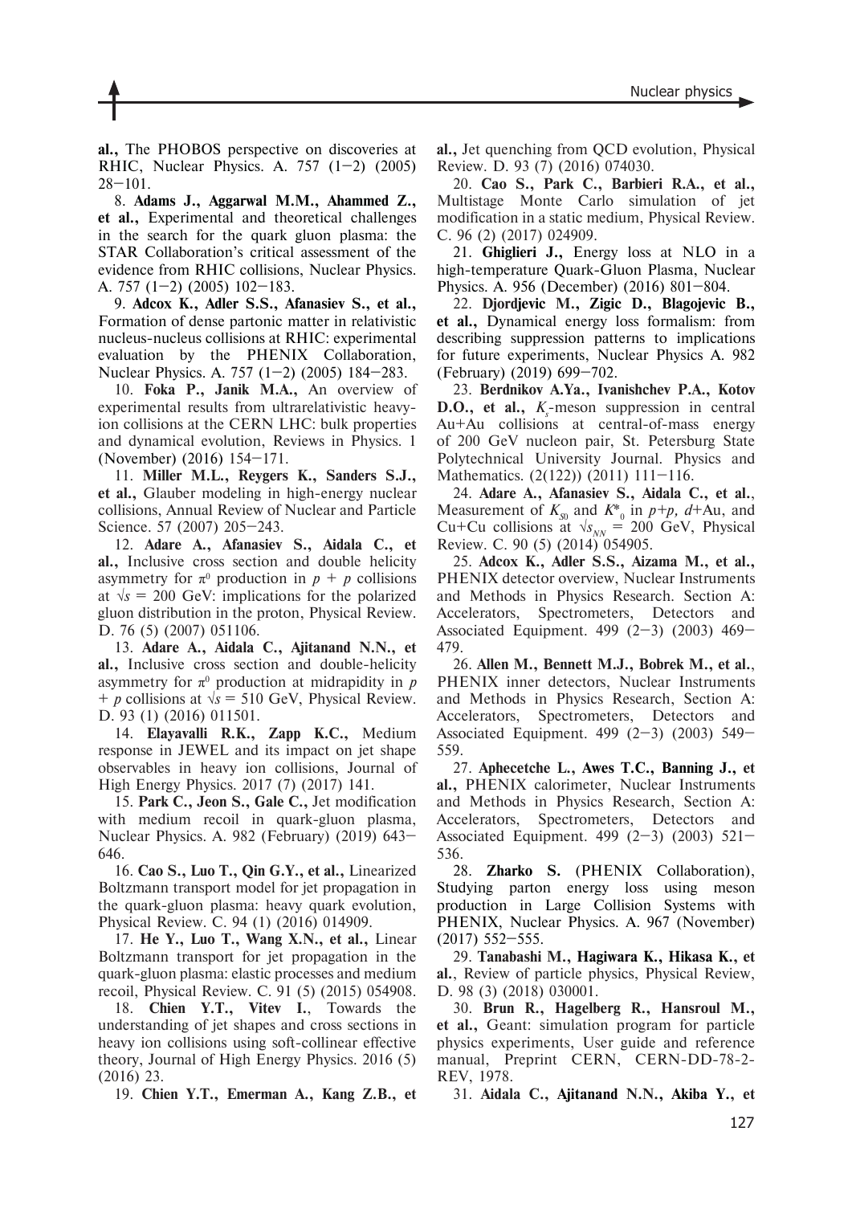**al.,** The PHOBOS perspective on discoveries at RHIC, Nuclear Physics. A. 757 (1–2) (2005) 28–101.

8. **Adams J., Aggarwal M.M., Ahammed Z., et al.,** Experimental and theoretical challenges in the search for the quark gluon plasma: the STAR Collaboration's critical assessment of the evidence from RHIC collisions, Nuclear Physics. A. 757 (1–2) (2005) 102–183.

9. **Adcox K., Adler S.S., Afanasiev S., et al.,** Formation of dense partonic matter in relativistic nucleus-nucleus collisions at RHIC: experimental evaluation by the PHENIX Collaboration, Nuclear Physics. A. 757 (1–2) (2005) 184–283.

10. **Foka P., Janik M.A.,** An overview of experimental results from ultrarelativistic heavy-ion collisions at the CERN LHC: bulk properties and dynamical evolution, Reviews in Physics. 1 (November) (2016) 154–171.

11. **Miller M.L., Reygers K., Sanders S.J., et al.,** Glauber modeling in high-energy nuclear collisions, Annual Review of Nuclear and Particle Science. 57 (2007) 205–243.

12. **Adare A., Afanasiev S., Aidala C., et al.,** Inclusive cross section and double helicity asymmetry for $\pi^0$ production in $p + p$ collisions at $\sqrt{s} = 200$ GeV: implications for the polarized gluon distribution in the proton, Physical Review. D. 76 (5) (2007) 051106.

13. **Adare A., Aidala C., Ajitanand N.N., et al.,** Inclusive cross section and double-helicity asymmetry for $\pi^0$ production at midrapidity in $p + p$ collisions at $\sqrt{s} = 510$ GeV, Physical Review. D. 93 (1) (2016) 011501.

14. **Elayavalli R.K., Zapp K.C.,** Medium response in JEWEL and its impact on jet shape observables in heavy ion collisions, Journal of High Energy Physics. 2017 (7) (2017) 141.

15. **Park C., Jeon S., Gale C.,** Jet modification with medium recoil in quark-gluon plasma, Nuclear Physics. A. 982 (February) (2019) 643–646.

16. **Cao S., Luo T., Qin G.Y., et al.,** Linearized Boltzmann transport model for jet propagation in the quark-gluon plasma: heavy quark evolution, Physical Review. C. 94 (1) (2016) 014909.

17. **He Y., Luo T., Wang X.N., et al.,** Linear Boltzmann transport for jet propagation in the quark-gluon plasma: elastic processes and medium recoil, Physical Review. C. 91 (5) (2015) 054908.

18. **Chien Y.T., Vitev I.**, Towards the understanding of jet shapes and cross sections in heavy ion collisions using soft-collinear effective theory, Journal of High Energy Physics. 2016 (5) (2016) 23.

19. **Chien Y.T., Emerman A., Kang Z.B., et al.,** Jet quenching from QCD evolution, Physical Review. D. 93 (7) (2016) 074030.

20. **Cao S., Park C., Barbieri R.A., et al.,** Multistage Monte Carlo simulation of jet modification in a static medium, Physical Review. C. 96 (2) (2017) 024909.

21. **Ghiglieri J.,** Energy loss at NLO in a high-temperature Quark-Gluon Plasma, Nuclear Physics. A. 956 (December) (2016) 801–804.

22. **Djordjevic M., Zigic D., Blagojevic B., et al.,** Dynamical energy loss formalism: from describing suppression patterns to implications for future experiments, Nuclear Physics A. 982 (February) (2019) 699–702.

23. **Berdnikov A.Ya., Ivanishchev P.A., Kotov D.O., et al.,** $K_s$-meson suppression in central Au+Au collisions at central-of-mass energy of 200 GeV nucleon pair, St. Petersburg State Polytechnical University Journal. Physics and Mathematics. (2(122)) (2011) 111–116.

24. **Adare A., Afanasiev S., Aidala C., et al.**, Measurement of $K_{S0}$ and $K^*_0$ in $p+p$, $d$+Au, and Cu+Cu collisions at $\sqrt{s_{NN}} = 200$ GeV, Physical Review. C. 90 (5) (2014) 054905.

25. **Adcox K., Adler S.S., Aizama M., et al.,** PHENIX detector overview, Nuclear Instruments and Methods in Physics Research. Section A: Accelerators, Spectrometers, Detectors and Associated Equipment. 499 (2–3) (2003) 469–479.

26. **Allen M., Bennett M.J., Bobrek M., et al.**, PHENIX inner detectors, Nuclear Instruments and Methods in Physics Research, Section A: Accelerators, Spectrometers, Detectors and Associated Equipment. 499 (2–3) (2003) 549–559.

27. **Aphecetche L., Awes T.C., Banning J., et al.,** PHENIX calorimeter, Nuclear Instruments and Methods in Physics Research, Section A: Accelerators, Spectrometers, Detectors and Associated Equipment. 499 (2–3) (2003) 521–536.

28. **Zharko S.** (PHENIX Collaboration), Studying parton energy loss using meson production in Large Collision Systems with PHENIX, Nuclear Physics. A. 967 (November) (2017) 552–555.

29. **Tanabashi M., Hagiwara K., Hikasa K., et al.**, Review of particle physics, Physical Review, D. 98 (3) (2018) 030001.

30. **Brun R., Hagelberg R., Hansroul M., et al.,** Geant: simulation program for particle physics experiments, User guide and reference manual, Preprint CERN, CERN-DD-78-2-REV, 1978.

31. **Aidala C., Ajitanand N.N., Akiba Y., et**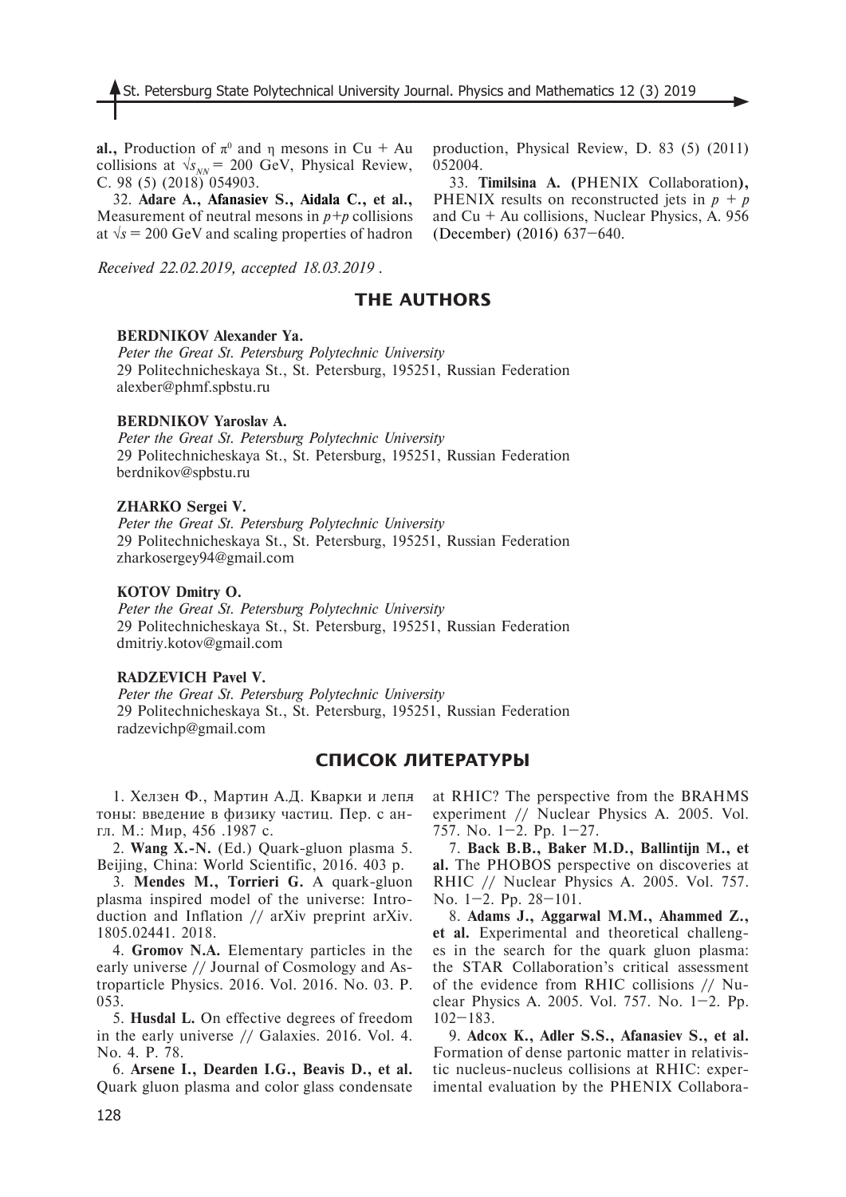**al.,** Production of $\pi^0$ and η mesons in Cu + Au collisions at $\sqrt{s_{NN}}$ = 200 GeV, Physical Review, C. 98 (5) (2018) 054903.

32. **Adare A., Afanasiev S., Aidala C., et al.,** Measurement of neutral mesons in $p$+$p$ collisions at $\sqrt{s}$ = 200 GeV and scaling properties of hadron production, Physical Review, D. 83 (5) (2011) 052004.

33. **Timilsina A. (**PHENIX Collaboration**),** PHENIX results on reconstructed jets in $p$ + $p$ and Cu + Au collisions, Nuclear Physics, A. 956 (December) (2016) 637–640.

*Received 22.02.2019, accepted 18.03.2019 .*

## THE AUTHORS

**BERDNIKOV Alexander Ya.**
*Peter the Great St. Petersburg Polytechnic University*
29 Politechnicheskaya St., St. Petersburg, 195251, Russian Federation
alexber@phmf.spbstu.ru

**BERDNIKOV Yaroslav A.**
*Peter the Great St. Petersburg Polytechnic University*
29 Politechnicheskaya St., St. Petersburg, 195251, Russian Federation
berdnikov@spbstu.ru

**ZHARKO Sergei V.**
*Peter the Great St. Petersburg Polytechnic University*
29 Politechnicheskaya St., St. Petersburg, 195251, Russian Federation
zharkosergey94@gmail.com

**KOTOV Dmitry O.**
*Peter the Great St. Petersburg Polytechnic University*
29 Politechnicheskaya St., St. Petersburg, 195251, Russian Federation
dmitriy.kotov@gmail.com

**RADZEVICH Pavel V.**
*Peter the Great St. Petersburg Polytechnic University*
29 Politechnicheskaya St., St. Petersburg, 195251, Russian Federation
radzevichp@gmail.com

## СПИСОК ЛИТЕРАТУРЫ

1. Хелзен Ф., Мартин А.Д. Кварки и лептоны: введение в физику частиц. Пер. с англ. М.: Мир, 456 .1987 с.

2. **Wang X.-N.** (Ed.) Quark-gluon plasma 5. Beijing, China: World Scientific, 2016. 403 p.

3. **Mendes M., Torrieri G.** A quark-gluon plasma inspired model of the universe: Introduction and Inflation // arXiv preprint arXiv. 1805.02441. 2018.

4. **Gromov N.A.** Elementary particles in the early universe // Journal of Cosmology and Astroparticle Physics. 2016. Vol. 2016. No. 03. P. 053.

5. **Husdal L.** On effective degrees of freedom in the early universe // Galaxies. 2016. Vol. 4. No. 4. P. 78.

6. **Arsene I., Dearden I.G., Beavis D., et al.** Quark gluon plasma and color glass condensate at RHIC? The perspective from the BRAHMS experiment // Nuclear Physics A. 2005. Vol. 757. No. 1–2. Pp. 1–27.

7. **Back B.B., Baker M.D., Ballintijn M., et al.** The PHOBOS perspective on discoveries at RHIC // Nuclear Physics A. 2005. Vol. 757. No. 1–2. Pp. 28–101.

8. **Adams J., Aggarwal M.M., Ahammed Z., et al.** Experimental and theoretical challenges in the search for the quark gluon plasma: the STAR Collaboration's critical assessment of the evidence from RHIC collisions // Nuclear Physics A. 2005. Vol. 757. No. 1–2. Pp. 102–183.

9. **Adcox K., Adler S.S., Afanasiev S., et al.** Formation of dense partonic matter in relativistic nucleus-nucleus collisions at RHIC: experimental evaluation by the PHENIX Collabora-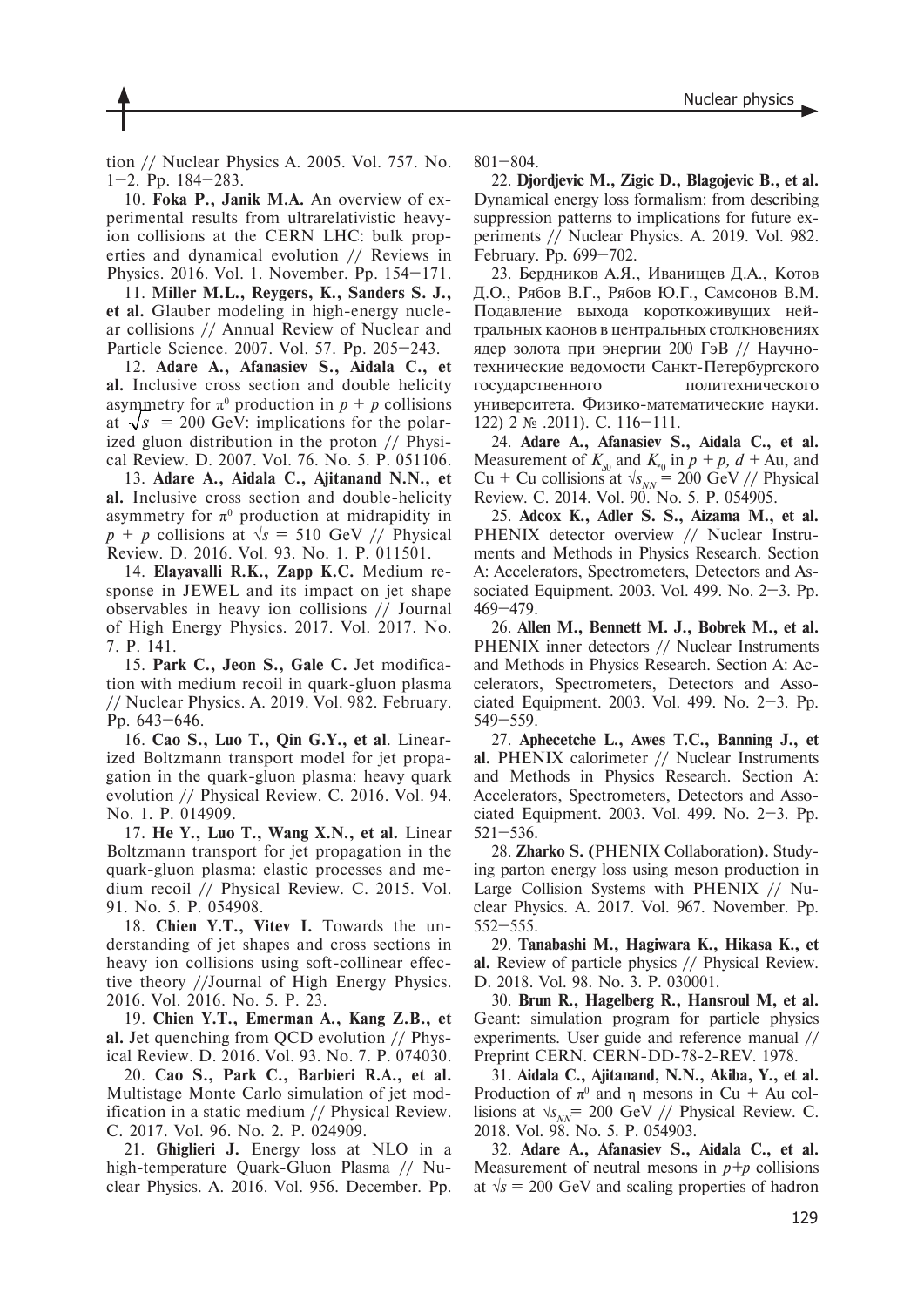tion // Nuclear Physics A. 2005. Vol. 757. No. 1–2. Pp. 184–283.

10. **Foka P., Janik M.A.** An overview of experimental results from ultrarelativistic heavy-ion collisions at the CERN LHC: bulk properties and dynamical evolution // Reviews in Physics. 2016. Vol. 1. November. Pp. 154–171.

11. **Miller M.L., Reygers, K., Sanders S. J., et al.** Glauber modeling in high-energy nuclear collisions // Annual Review of Nuclear and Particle Science. 2007. Vol. 57. Pp. 205–243.

12. **Adare A., Afanasiev S., Aidala C., et al.** Inclusive cross section and double helicity asymmetry for $\pi^0$ production in $p + p$ collisions at $\sqrt{s}$ = 200 GeV: implications for the polarized gluon distribution in the proton // Physical Review. D. 2007. Vol. 76. No. 5. P. 051106.

13. **Adare A., Aidala C., Ajitanand N.N., et al.** Inclusive cross section and double-helicity asymmetry for $\pi^0$ production at midrapidity in $p + p$ collisions at $\sqrt{s}$ = 510 GeV // Physical Review. D. 2016. Vol. 93. No. 1. P. 011501.

14. **Elayavalli R.K., Zapp K.C.** Medium response in JEWEL and its impact on jet shape observables in heavy ion collisions // Journal of High Energy Physics. 2017. Vol. 2017. No. 7. P. 141.

15. **Park C., Jeon S., Gale C.** Jet modification with medium recoil in quark-gluon plasma // Nuclear Physics. A. 2019. Vol. 982. February. Pp. 643–646.

16. **Cao S., Luo T., Qin G.Y., et al.** Linearized Boltzmann transport model for jet propagation in the quark-gluon plasma: heavy quark evolution // Physical Review. C. 2016. Vol. 94. No. 1. P. 014909.

17. **He Y., Luo T., Wang X.N., et al.** Linear Boltzmann transport for jet propagation in the quark-gluon plasma: elastic processes and medium recoil // Physical Review. C. 2015. Vol. 91. No. 5. P. 054908.

18. **Chien Y.T., Vitev I.** Towards the understanding of jet shapes and cross sections in heavy ion collisions using soft-collinear effective theory //Journal of High Energy Physics. 2016. Vol. 2016. No. 5. P. 23.

19. **Chien Y.T., Emerman A., Kang Z.B., et al.** Jet quenching from QCD evolution // Physical Review. D. 2016. Vol. 93. No. 7. P. 074030.

20. **Cao S., Park C., Barbieri R.A., et al.** Multistage Monte Carlo simulation of jet modification in a static medium // Physical Review. C. 2017. Vol. 96. No. 2. P. 024909.

21. **Ghiglieri J.** Energy loss at NLO in a high-temperature Quark-Gluon Plasma // Nuclear Physics. A. 2016. Vol. 956. December. Pp. 801–804.

22. **Djordjevic M., Zigic D., Blagojevic B., et al.** Dynamical energy loss formalism: from describing suppression patterns to implications for future experiments // Nuclear Physics. A. 2019. Vol. 982. February. Pp. 699–702.

23. Бердников А.Я., Иванищев Д.А., Котов Д.О., Рябов В.Г., Рябов Ю.Г., Самсонов В.М. Подавление выхода короткоживущих нейтральных каонов в центральных столкновениях ядер золота при энергии 200 ГэВ // Научно-технические ведомости Санкт-Петербургского государственного политехнического университета. Физико-математические науки. 122) 2 № .2011). С. 116–111.

24. **Adare A., Afanasiev S., Aidala C., et al.** Measurement of $K_{S0}$ and $K_{*0}$ in $p + p$, $d$ + Au, and Cu + Cu collisions at $\sqrt{s_{NN}}$ = 200 GeV // Physical Review. C. 2014. Vol. 90. No. 5. P. 054905.

25. **Adcox K., Adler S. S., Aizama M., et al.** PHENIX detector overview // Nuclear Instruments and Methods in Physics Research. Section A: Accelerators, Spectrometers, Detectors and Associated Equipment. 2003. Vol. 499. No. 2–3. Pp. 469–479.

26. **Allen M., Bennett M. J., Bobrek M., et al.** PHENIX inner detectors // Nuclear Instruments and Methods in Physics Research. Section A: Accelerators, Spectrometers, Detectors and Associated Equipment. 2003. Vol. 499. No. 2–3. Pp. 549–559.

27. **Aphecetche L., Awes T.C., Banning J., et al.** PHENIX calorimeter // Nuclear Instruments and Methods in Physics Research. Section A: Accelerators, Spectrometers, Detectors and Associated Equipment. 2003. Vol. 499. No. 2–3. Pp. 521–536.

28. **Zharko S. (**PHENIX Collaboration**).** Studying parton energy loss using meson production in Large Collision Systems with PHENIX // Nuclear Physics. A. 2017. Vol. 967. November. Pp. 552–555.

29. **Tanabashi M., Hagiwara K., Hikasa K., et al.** Review of particle physics // Physical Review. D. 2018. Vol. 98. No. 3. P. 030001.

30. **Brun R., Hagelberg R., Hansroul M, et al.** Geant: simulation program for particle physics experiments. User guide and reference manual // Preprint CERN. CERN-DD-78-2-REV. 1978.

31. **Aidala C., Ajitanand, N.N., Akiba, Y., et al.** Production of $\pi^0$ and η mesons in Cu + Au collisions at $\sqrt{s_{NN}}$= 200 GeV // Physical Review. C. 2018. Vol. 98. No. 5. P. 054903.

32. **Adare A., Afanasiev S., Aidala C., et al.** Measurement of neutral mesons in $p$+$p$ collisions at $\sqrt{s}$ = 200 GeV and scaling properties of hadron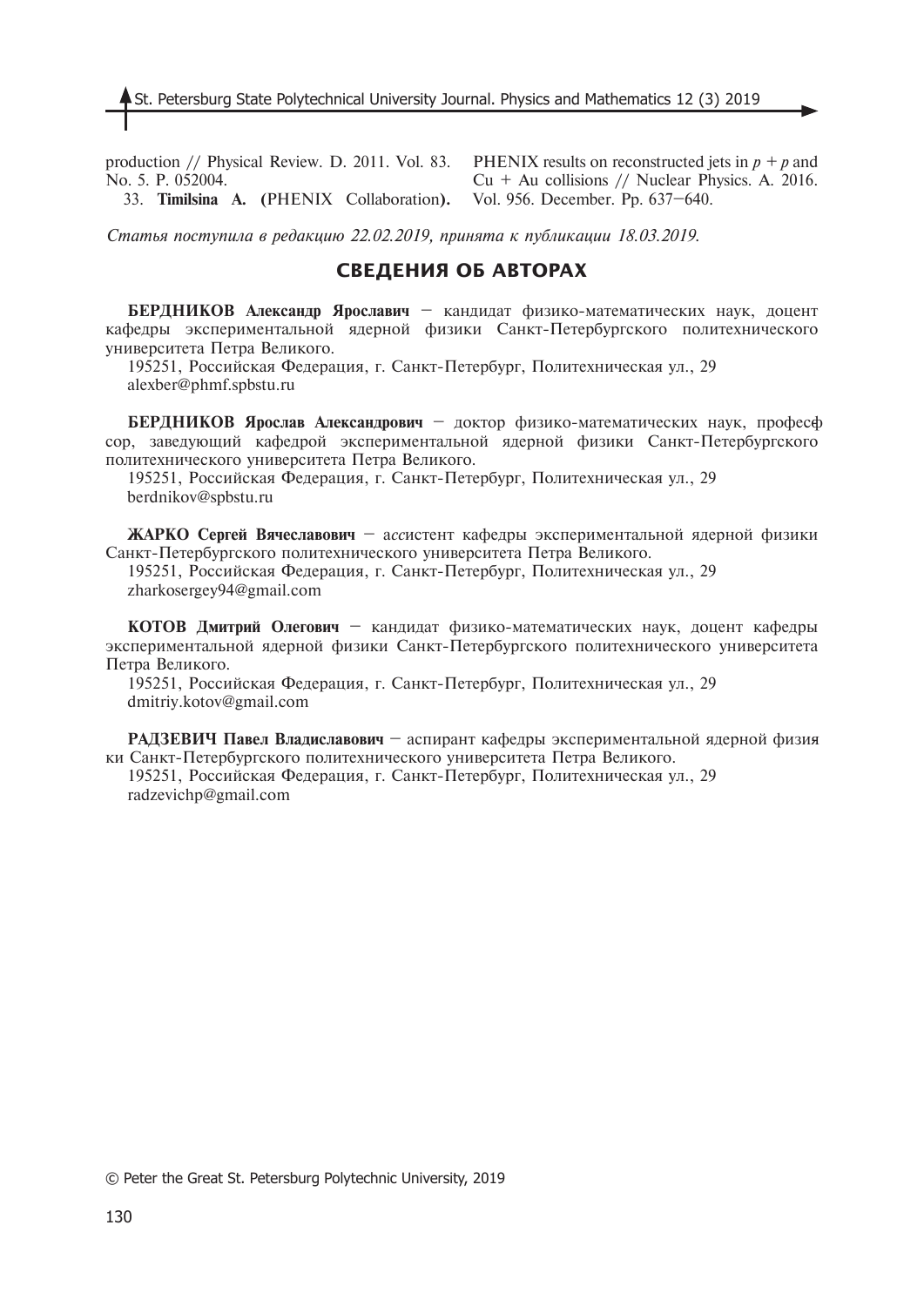production // Physical Review. D. 2011. Vol. 83. No. 5. P. 052004.

33. **Timilsina A.** (PHENIX Collaboration). PHENIX results on reconstructed jets in $p + p$ and Cu + Au collisions // Nuclear Physics. A. 2016. Vol. 956. December. Pp. 637–640.

*Статья поступила в редакцию 22.02.2019, принята к публикации 18.03.2019.*

## СВЕДЕНИЯ ОБ АВТОРАХ

**БЕРДНИКОВ Александр Ярославич** – кандидат физико-математических наук, доцент кафедры экспериментальной ядерной физики Санкт-Петербургского политехнического университета Петра Великого.

195251, Российская Федерация, г. Санкт-Петербург, Политехническая ул., 29
alexber@phmf.spbstu.ru

**БЕРДНИКОВ Ярослав Александрович** – доктор физико-математических наук, профессор, заведующий кафедрой экспериментальной ядерной физики Санкт-Петербургского политехнического университета Петра Великого.

195251, Российская Федерация, г. Санкт-Петербург, Политехническая ул., 29
berdnikov@spbstu.ru

**ЖАРКО Сергей Вячеславович** – ассистент кафедры экспериментальной ядерной физики Санкт-Петербургского политехнического университета Петра Великого.

195251, Российская Федерация, г. Санкт-Петербург, Политехническая ул., 29
zharkosergey94@gmail.com

**КОТОВ Дмитрий Олегович** – кандидат физико-математических наук, доцент кафедры экспериментальной ядерной физики Санкт-Петербургского политехнического университета Петра Великого.

195251, Российская Федерация, г. Санкт-Петербург, Политехническая ул., 29
dmitriy.kotov@gmail.com

**РАДЗЕВИЧ Павел Владиславович** – аспирант кафедры экспериментальной ядерной физики Санкт-Петербургского политехнического университета Петра Великого.

195251, Российская Федерация, г. Санкт-Петербург, Политехническая ул., 29
radzevichp@gmail.com

© Peter the Great St. Petersburg Polytechnic University, 2019